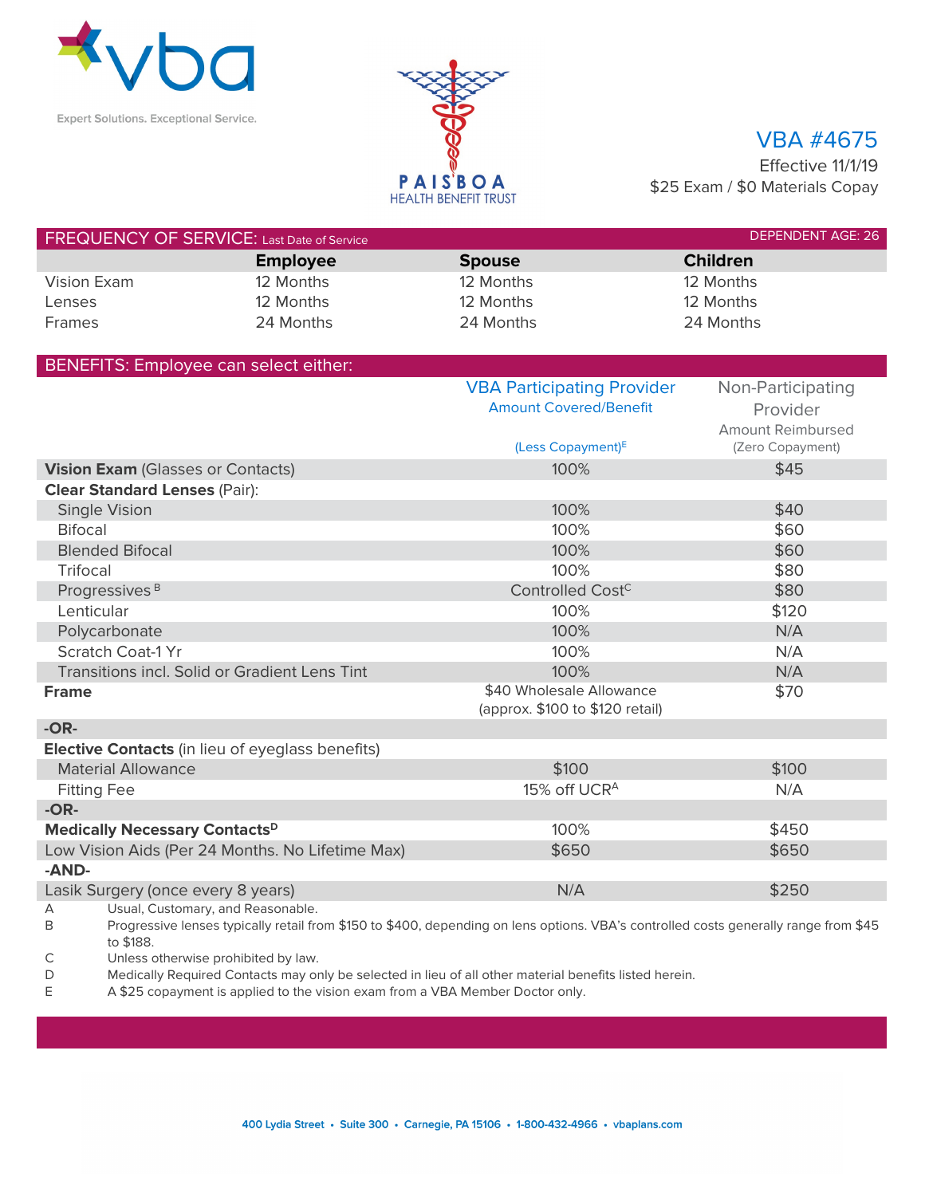vba

Expert Solutions. Exceptional Service.

PAISBOA
HEALTH BENEFIT TRUST

# VBA #4675

Effective 11/1/19

$25 Exam / $0 Materials Copay

## FREQUENCY OF SERVICE: Last Date of Service

DEPENDENT AGE: 26

| | Employee | Spouse | Children |
|---|---|---|---|
| Vision Exam | 12 Months | 12 Months | 12 Months |
| Lenses | 12 Months | 12 Months | 12 Months |
| Frames | 24 Months | 24 Months | 24 Months |

## BENEFITS: Employee can select either:

| | VBA Participating Provider<br>Amount Covered/Benefit<br>(Less Copayment)[E] | Non-Participating Provider<br>Amount Reimbursed<br>(Zero Copayment) |
|---|---|---|
| **Vision Exam** (Glasses or Contacts) | 100% | $45 |
| **Clear Standard Lenses** (Pair): | | |
| Single Vision | 100% | $40 |
| Bifocal | 100% | $60 |
| Blended Bifocal | 100% | $60 |
| Trifocal | 100% | $80 |
| Progressives[B] | Controlled Cost[C] | $80 |
| Lenticular | 100% | $120 |
| Polycarbonate | 100% | N/A |
| Scratch Coat-1 Yr | 100% | N/A |
| Transitions incl. Solid or Gradient Lens Tint | 100% | N/A |
| **Frame** | $40 Wholesale Allowance (approx. $100 to $120 retail) | $70 |
| **-OR-** | | |
| **Elective Contacts** (in lieu of eyeglass benefits) | | |
| Material Allowance | $100 | $100 |
| Fitting Fee | 15% off UCR[A] | N/A |
| **-OR-** | | |
| **Medically Necessary Contacts**[D] | 100% | $450 |
| Low Vision Aids (Per 24 Months. No Lifetime Max) | $650 | $650 |
| **-AND-** | | |
| Lasik Surgery (once every 8 years) | N/A | $250 |

A Usual, Customary, and Reasonable.

B Progressive lenses typically retail from $150 to $400, depending on lens options. VBA's controlled costs generally range from $45 to $188.

C Unless otherwise prohibited by law.

D Medically Required Contacts may only be selected in lieu of all other material benefits listed herein.

E A $25 copayment is applied to the vision exam from a VBA Member Doctor only.

400 Lydia Street • Suite 300 • Carnegie, PA 15106 • 1-800-432-4966 • vbaplans.com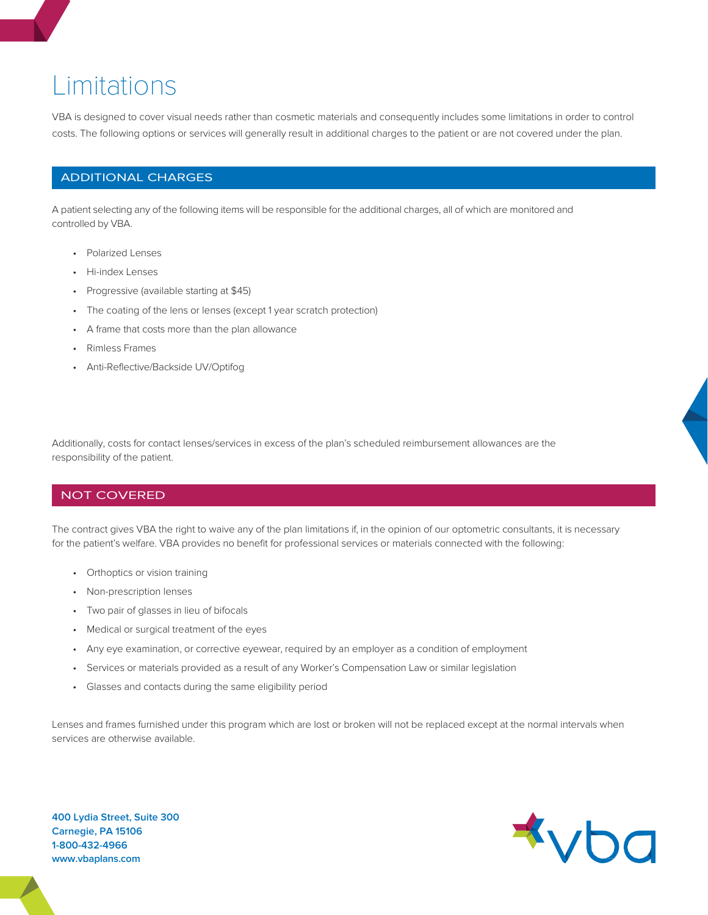# Limitations

VBA is designed to cover visual needs rather than cosmetic materials and consequently includes some limitations in order to control costs. The following options or services will generally result in additional charges to the patient or are not covered under the plan.

## ADDITIONAL CHARGES

A patient selecting any of the following items will be responsible for the additional charges, all of which are monitored and controlled by VBA.

- Polarized Lenses
- Hi-index Lenses
- Progressive (available starting at $45)
- The coating of the lens or lenses (except 1 year scratch protection)
- A frame that costs more than the plan allowance
- Rimless Frames
- Anti-Reflective/Backside UV/Optifog

Additionally, costs for contact lenses/services in excess of the plan's scheduled reimbursement allowances are the responsibility of the patient.

## NOT COVERED

The contract gives VBA the right to waive any of the plan limitations if, in the opinion of our optometric consultants, it is necessary for the patient's welfare. VBA provides no benefit for professional services or materials connected with the following:

- Orthoptics or vision training
- Non-prescription lenses
- Two pair of glasses in lieu of bifocals
- Medical or surgical treatment of the eyes
- Any eye examination, or corrective eyewear, required by an employer as a condition of employment
- Services or materials provided as a result of any Worker's Compensation Law or similar legislation
- Glasses and contacts during the same eligibility period

Lenses and frames furnished under this program which are lost or broken will not be replaced except at the normal intervals when services are otherwise available.

**400 Lydia Street, Suite 300**
**Carnegie, PA 15106**
**1-800-432-4966**
**www.vbaplans.com**

vba